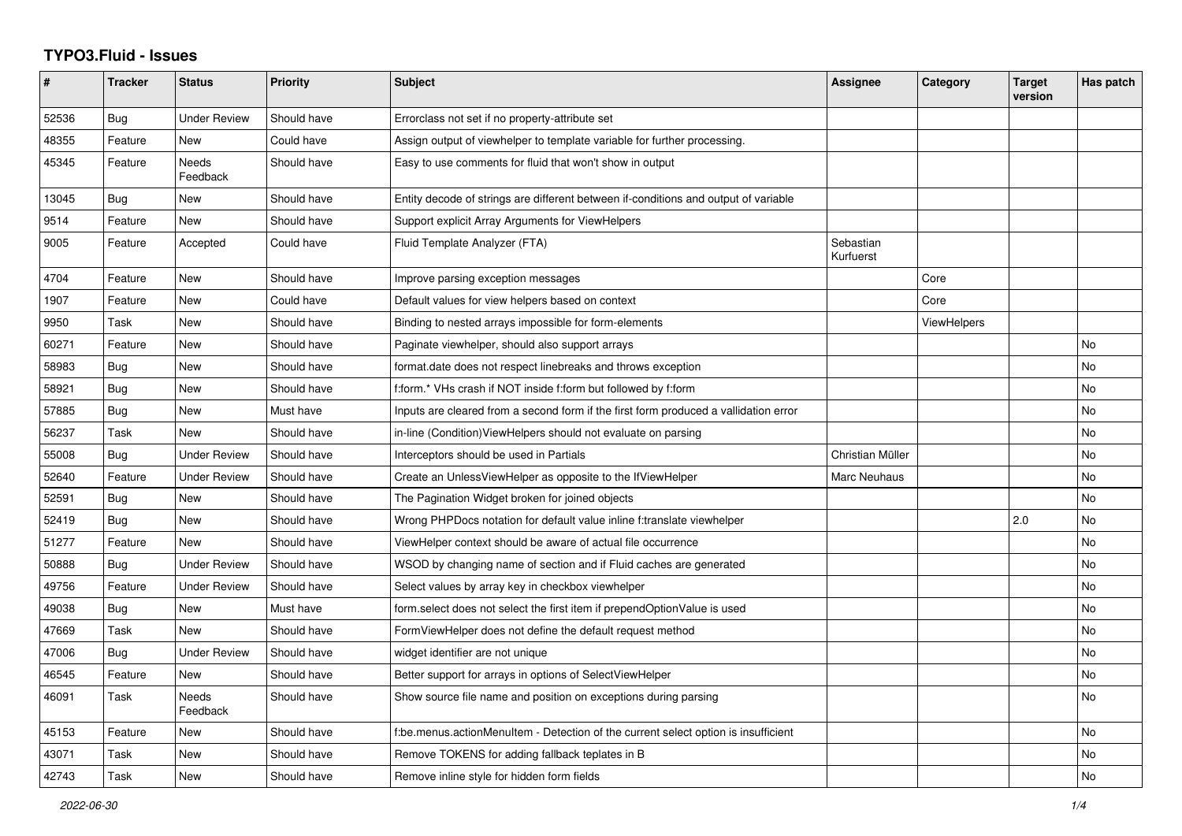# TYPO3.Fluid - Issues

| # | Tracker | Status | Priority | Subject | Assignee | Category | Target version | Has patch |
|---|---|---|---|---|---|---|---|---|
| 52536 | Bug | Under Review | Should have | Errorclass not set if no property-attribute set | | | | |
| 48355 | Feature | New | Could have | Assign output of viewhelper to template variable for further processing. | | | | |
| 45345 | Feature | Needs Feedback | Should have | Easy to use comments for fluid that won't show in output | | | | |
| 13045 | Bug | New | Should have | Entity decode of strings are different between if-conditions and output of variable | | | | |
| 9514 | Feature | New | Should have | Support explicit Array Arguments for ViewHelpers | | | | |
| 9005 | Feature | Accepted | Could have | Fluid Template Analyzer (FTA) | Sebastian Kurfuerst | | | |
| 4704 | Feature | New | Should have | Improve parsing exception messages | | Core | | |
| 1907 | Feature | New | Could have | Default values for view helpers based on context | | Core | | |
| 9950 | Task | New | Should have | Binding to nested arrays impossible for form-elements | | ViewHelpers | | |
| 60271 | Feature | New | Should have | Paginate viewhelper, should also support arrays | | | | No |
| 58983 | Bug | New | Should have | format.date does not respect linebreaks and throws exception | | | | No |
| 58921 | Bug | New | Should have | f:form.* VHs crash if NOT inside f:form but followed by f:form | | | | No |
| 57885 | Bug | New | Must have | Inputs are cleared from a second form if the first form produced a vallidation error | | | | No |
| 56237 | Task | New | Should have | in-line (Condition)ViewHelpers should not evaluate on parsing | | | | No |
| 55008 | Bug | Under Review | Should have | Interceptors should be used in Partials | Christian Müller | | | No |
| 52640 | Feature | Under Review | Should have | Create an UnlessViewHelper as opposite to the IfViewHelper | Marc Neuhaus | | | No |
| 52591 | Bug | New | Should have | The Pagination Widget broken for joined objects | | | | No |
| 52419 | Bug | New | Should have | Wrong PHPDocs notation for default value inline f:translate viewhelper | | | 2.0 | No |
| 51277 | Feature | New | Should have | ViewHelper context should be aware of actual file occurrence | | | | No |
| 50888 | Bug | Under Review | Should have | WSOD by changing name of section and if Fluid caches are generated | | | | No |
| 49756 | Feature | Under Review | Should have | Select values by array key in checkbox viewhelper | | | | No |
| 49038 | Bug | New | Must have | form.select does not select the first item if prependOptionValue is used | | | | No |
| 47669 | Task | New | Should have | FormViewHelper does not define the default request method | | | | No |
| 47006 | Bug | Under Review | Should have | widget identifier are not unique | | | | No |
| 46545 | Feature | New | Should have | Better support for arrays in options of SelectViewHelper | | | | No |
| 46091 | Task | Needs Feedback | Should have | Show source file name and position on exceptions during parsing | | | | No |
| 45153 | Feature | New | Should have | f:be.menus.actionMenuItem - Detection of the current select option is insufficient | | | | No |
| 43071 | Task | New | Should have | Remove TOKENS for adding fallback teplates in B | | | | No |
| 42743 | Task | New | Should have | Remove inline style for hidden form fields | | | | No |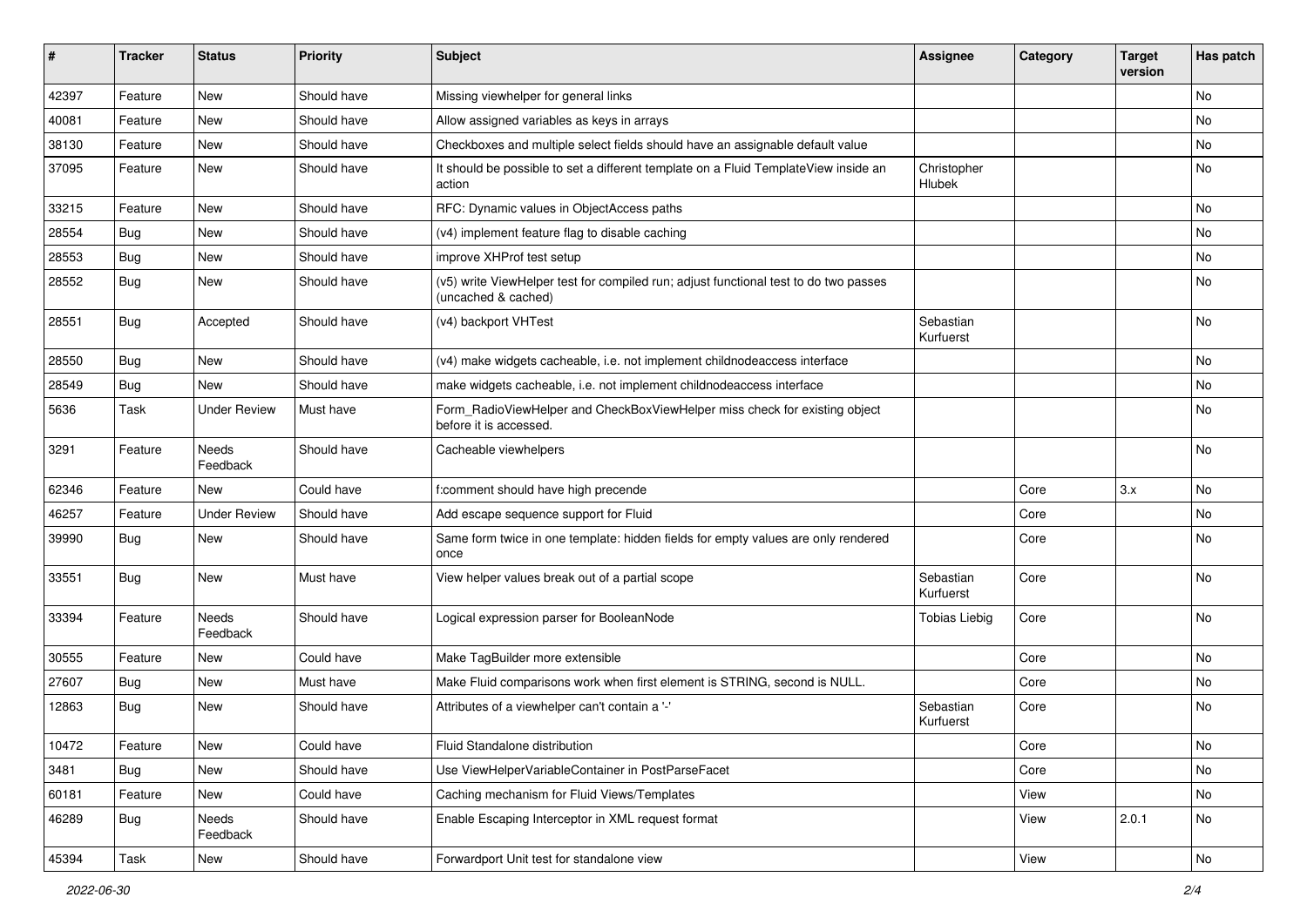| # | Tracker | Status | Priority | Subject | Assignee | Category | Target version | Has patch |
|---|---|---|---|---|---|---|---|---|
| 42397 | Feature | New | Should have | Missing viewhelper for general links | | | | No |
| 40081 | Feature | New | Should have | Allow assigned variables as keys in arrays | | | | No |
| 38130 | Feature | New | Should have | Checkboxes and multiple select fields should have an assignable default value | | | | No |
| 37095 | Feature | New | Should have | It should be possible to set a different template on a Fluid TemplateView inside an action | Christopher Hlubek | | | No |
| 33215 | Feature | New | Should have | RFC: Dynamic values in ObjectAccess paths | | | | No |
| 28554 | Bug | New | Should have | (v4) implement feature flag to disable caching | | | | No |
| 28553 | Bug | New | Should have | improve XHProf test setup | | | | No |
| 28552 | Bug | New | Should have | (v5) write ViewHelper test for compiled run; adjust functional test to do two passes (uncached & cached) | | | | No |
| 28551 | Bug | Accepted | Should have | (v4) backport VHTest | Sebastian Kurfuerst | | | No |
| 28550 | Bug | New | Should have | (v4) make widgets cacheable, i.e. not implement childnodeaccess interface | | | | No |
| 28549 | Bug | New | Should have | make widgets cacheable, i.e. not implement childnodeaccess interface | | | | No |
| 5636 | Task | Under Review | Must have | Form_RadioViewHelper and CheckBoxViewHelper miss check for existing object before it is accessed. | | | | No |
| 3291 | Feature | Needs Feedback | Should have | Cacheable viewhelpers | | | | No |
| 62346 | Feature | New | Could have | f:comment should have high precende | | Core | 3.x | No |
| 46257 | Feature | Under Review | Should have | Add escape sequence support for Fluid | | Core | | No |
| 39990 | Bug | New | Should have | Same form twice in one template: hidden fields for empty values are only rendered once | | Core | | No |
| 33551 | Bug | New | Must have | View helper values break out of a partial scope | Sebastian Kurfuerst | Core | | No |
| 33394 | Feature | Needs Feedback | Should have | Logical expression parser for BooleanNode | Tobias Liebig | Core | | No |
| 30555 | Feature | New | Could have | Make TagBuilder more extensible | | Core | | No |
| 27607 | Bug | New | Must have | Make Fluid comparisons work when first element is STRING, second is NULL. | | Core | | No |
| 12863 | Bug | New | Should have | Attributes of a viewhelper can't contain a '-' | Sebastian Kurfuerst | Core | | No |
| 10472 | Feature | New | Could have | Fluid Standalone distribution | | Core | | No |
| 3481 | Bug | New | Should have | Use ViewHelperVariableContainer in PostParseFacet | | Core | | No |
| 60181 | Feature | New | Could have | Caching mechanism for Fluid Views/Templates | | View | | No |
| 46289 | Bug | Needs Feedback | Should have | Enable Escaping Interceptor in XML request format | | View | 2.0.1 | No |
| 45394 | Task | New | Should have | Forwardport Unit test for standalone view | | View | | No |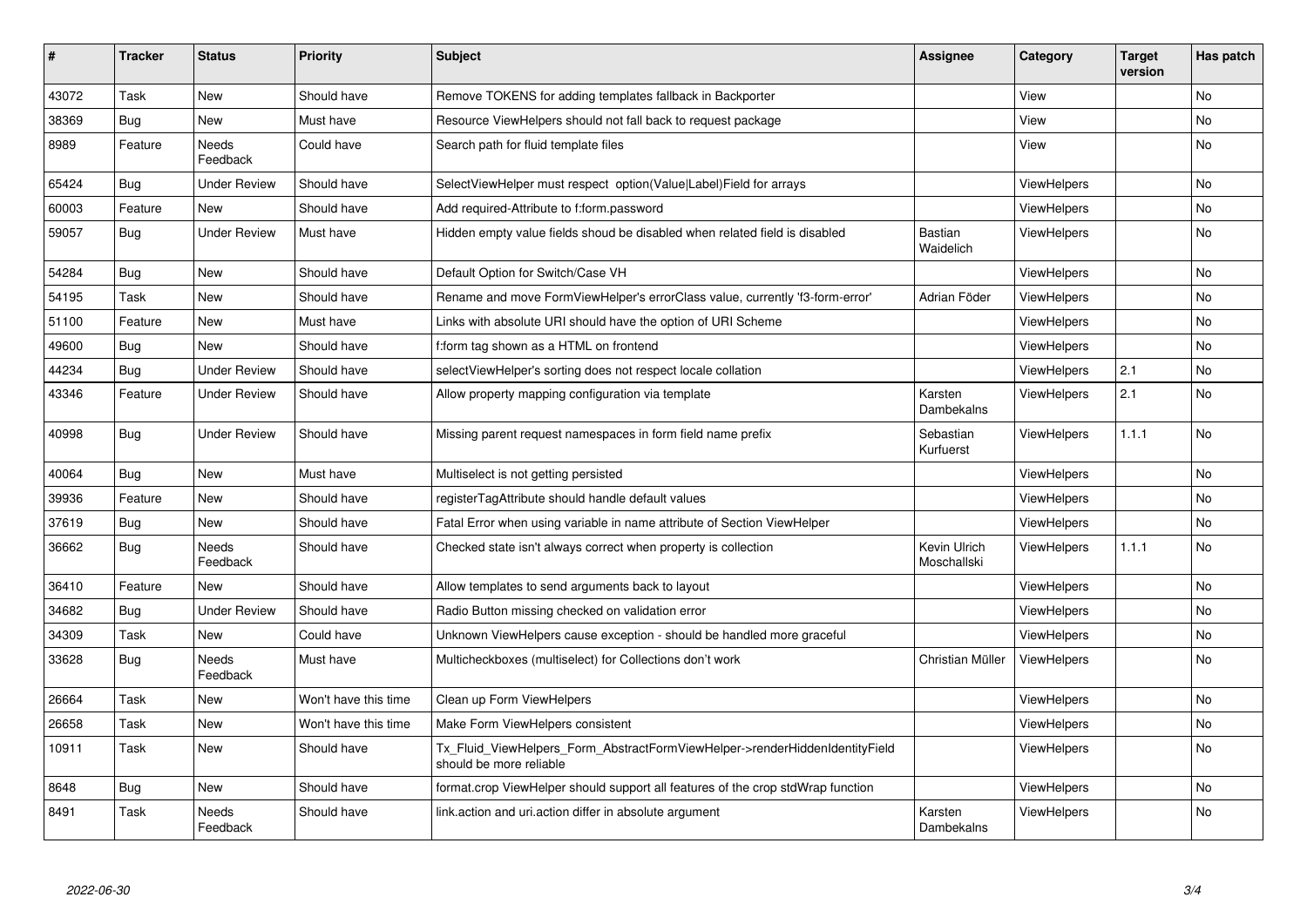| # | Tracker | Status | Priority | Subject | Assignee | Category | Target version | Has patch |
|---|---|---|---|---|---|---|---|---|
| 43072 | Task | New | Should have | Remove TOKENS for adding templates fallback in Backporter | | View | | No |
| 38369 | Bug | New | Must have | Resource ViewHelpers should not fall back to request package | | View | | No |
| 8989 | Feature | Needs Feedback | Could have | Search path for fluid template files | | View | | No |
| 65424 | Bug | Under Review | Should have | SelectViewHelper must respect option(Value\|Label)Field for arrays | | ViewHelpers | | No |
| 60003 | Feature | New | Should have | Add required-Attribute to f:form.password | | ViewHelpers | | No |
| 59057 | Bug | Under Review | Must have | Hidden empty value fields shoud be disabled when related field is disabled | Bastian Waidelich | ViewHelpers | | No |
| 54284 | Bug | New | Should have | Default Option for Switch/Case VH | | ViewHelpers | | No |
| 54195 | Task | New | Should have | Rename and move FormViewHelper's errorClass value, currently 'f3-form-error' | Adrian Föder | ViewHelpers | | No |
| 51100 | Feature | New | Must have | Links with absolute URI should have the option of URI Scheme | | ViewHelpers | | No |
| 49600 | Bug | New | Should have | f:form tag shown as a HTML on frontend | | ViewHelpers | | No |
| 44234 | Bug | Under Review | Should have | selectViewHelper's sorting does not respect locale collation | | ViewHelpers | 2.1 | No |
| 43346 | Feature | Under Review | Should have | Allow property mapping configuration via template | Karsten Dambekalns | ViewHelpers | 2.1 | No |
| 40998 | Bug | Under Review | Should have | Missing parent request namespaces in form field name prefix | Sebastian Kurfuerst | ViewHelpers | 1.1.1 | No |
| 40064 | Bug | New | Must have | Multiselect is not getting persisted | | ViewHelpers | | No |
| 39936 | Feature | New | Should have | registerTagAttribute should handle default values | | ViewHelpers | | No |
| 37619 | Bug | New | Should have | Fatal Error when using variable in name attribute of Section ViewHelper | | ViewHelpers | | No |
| 36662 | Bug | Needs Feedback | Should have | Checked state isn't always correct when property is collection | Kevin Ulrich Moschallski | ViewHelpers | 1.1.1 | No |
| 36410 | Feature | New | Should have | Allow templates to send arguments back to layout | | ViewHelpers | | No |
| 34682 | Bug | Under Review | Should have | Radio Button missing checked on validation error | | ViewHelpers | | No |
| 34309 | Task | New | Could have | Unknown ViewHelpers cause exception - should be handled more graceful | | ViewHelpers | | No |
| 33628 | Bug | Needs Feedback | Must have | Multicheckboxes (multiselect) for Collections don't work | Christian Müller | ViewHelpers | | No |
| 26664 | Task | New | Won't have this time | Clean up Form ViewHelpers | | ViewHelpers | | No |
| 26658 | Task | New | Won't have this time | Make Form ViewHelpers consistent | | ViewHelpers | | No |
| 10911 | Task | New | Should have | Tx_Fluid_ViewHelpers_Form_AbstractFormViewHelper->renderHiddenIdentityField should be more reliable | | ViewHelpers | | No |
| 8648 | Bug | New | Should have | format.crop ViewHelper should support all features of the crop stdWrap function | | ViewHelpers | | No |
| 8491 | Task | Needs Feedback | Should have | link.action and uri.action differ in absolute argument | Karsten Dambekalns | ViewHelpers | | No |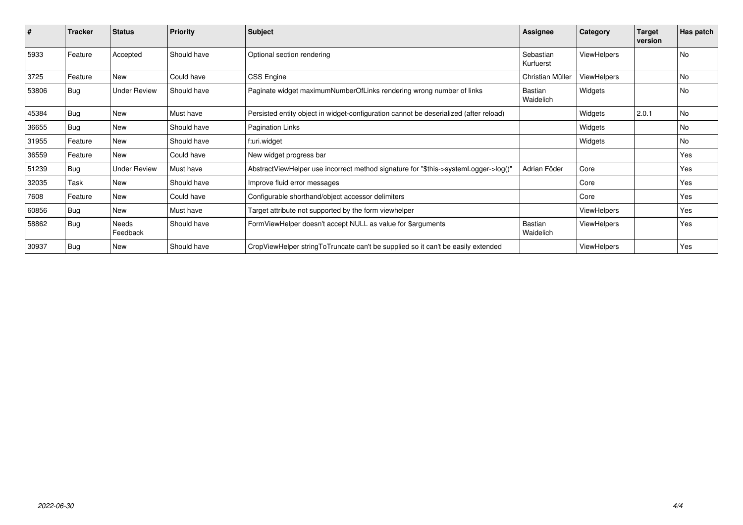| # | Tracker | Status | Priority | Subject | Assignee | Category | Target version | Has patch |
|---|---|---|---|---|---|---|---|---|
| 5933 | Feature | Accepted | Should have | Optional section rendering | Sebastian Kurfuerst | ViewHelpers | | No |
| 3725 | Feature | New | Could have | CSS Engine | Christian Müller | ViewHelpers | | No |
| 53806 | Bug | Under Review | Should have | Paginate widget maximumNumberOfLinks rendering wrong number of links | Bastian Waidelich | Widgets | | No |
| 45384 | Bug | New | Must have | Persisted entity object in widget-configuration cannot be deserialized (after reload) | | Widgets | 2.0.1 | No |
| 36655 | Bug | New | Should have | Pagination Links | | Widgets | | No |
| 31955 | Feature | New | Should have | f:uri.widget | | Widgets | | No |
| 36559 | Feature | New | Could have | New widget progress bar | | | | Yes |
| 51239 | Bug | Under Review | Must have | AbstractViewHelper use incorrect method signature for "$this->systemLogger->log()" | Adrian Föder | Core | | Yes |
| 32035 | Task | New | Should have | Improve fluid error messages | | Core | | Yes |
| 7608 | Feature | New | Could have | Configurable shorthand/object accessor delimiters | | Core | | Yes |
| 60856 | Bug | New | Must have | Target attribute not supported by the form viewhelper | | ViewHelpers | | Yes |
| 58862 | Bug | Needs Feedback | Should have | FormViewHelper doesn't accept NULL as value for $arguments | Bastian Waidelich | ViewHelpers | | Yes |
| 30937 | Bug | New | Should have | CropViewHelper stringToTruncate can't be supplied so it can't be easily extended | | ViewHelpers | | Yes |